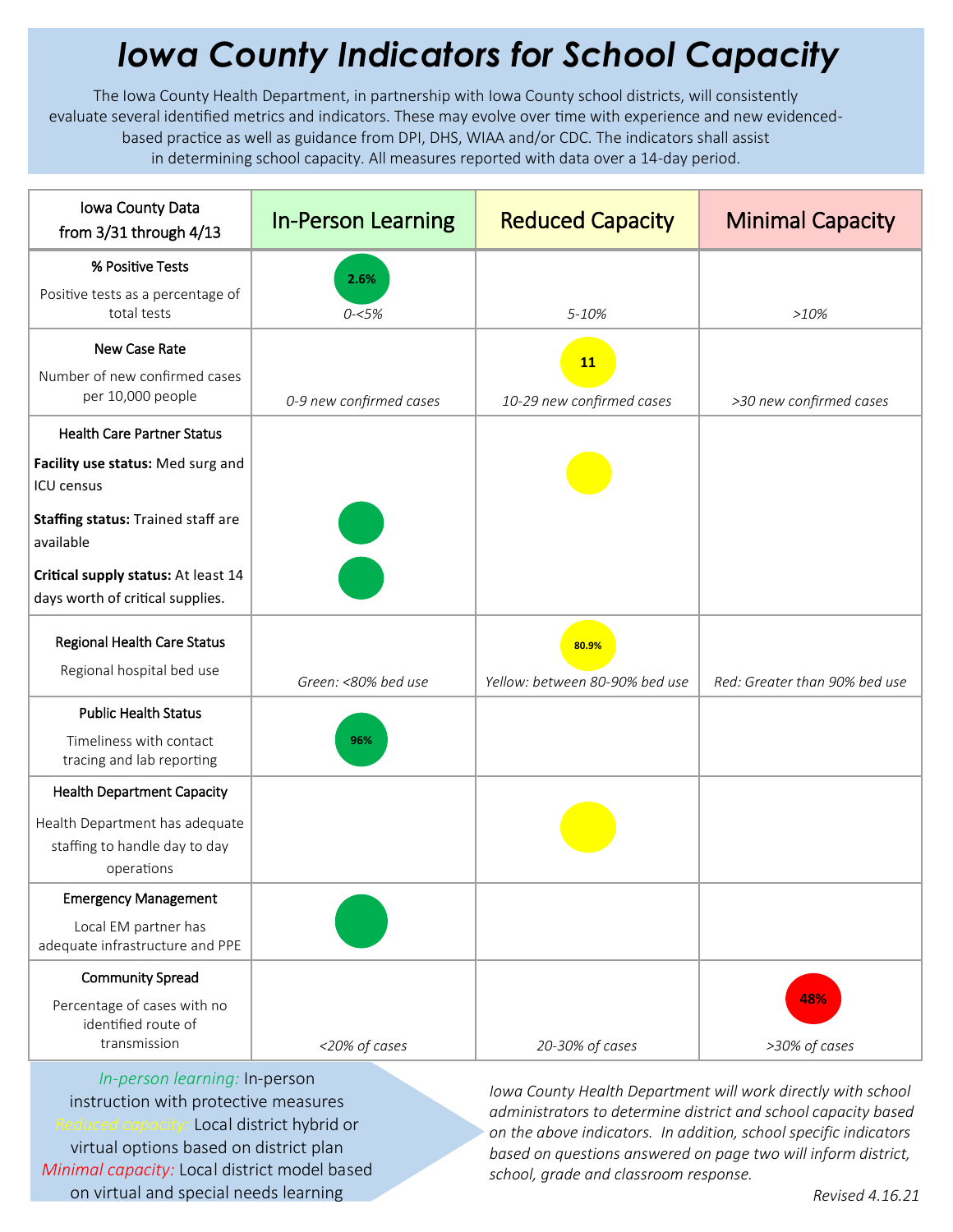# *Iowa County Indicators for School Capacity*

The Iowa County Health Department, in partnership with Iowa County school districts, will consistently evaluate several identified metrics and indicators. These may evolve over time with experience and new evidenced-based practice as well as guidance from DPI, DHS, WIAA and/or CDC. The indicators shall assist in determining school capacity. All measures reported with data over a 14-day period.

| Iowa County Data from 3/31 through 4/13 | In-Person Learning | Reduced Capacity | Minimal Capacity |
|---|---|---|---|
| **% Positive Tests**<br>Positive tests as a percentage of total tests | **2.6%**<br>*0-<5%* | *5-10%* | *>10%* |
| **New Case Rate**<br>Number of new confirmed cases per 10,000 people | *0-9 new confirmed cases* | **11**<br>*10-29 new confirmed cases* | *>30 new confirmed cases* |
| **Health Care Partner Status**<br>**Facility use status:** Med surg and ICU census | | ● | |
| **Staffing status:** Trained staff are available | ● | | |
| **Critical supply status:** At least 14 days worth of critical supplies. | ● | | |
| **Regional Health Care Status**<br>Regional hospital bed use | *Green: <80% bed use* | **80.9%**<br>*Yellow: between 80-90% bed use* | *Red: Greater than 90% bed use* |
| **Public Health Status**<br>Timeliness with contact tracing and lab reporting | **96%** | | |
| **Health Department Capacity**<br>Health Department has adequate staffing to handle day to day operations | | ● | |
| **Emergency Management**<br>Local EM partner has adequate infrastructure and PPE | ● | | |
| **Community Spread**<br>Percentage of cases with no identified route of transmission | *<20% of cases* | *20-30% of cases* | **48%**<br>*>30% of cases* |

*In-person learning:* In-person instruction with protective measures
*Reduced capacity:* Local district hybrid or virtual options based on district plan
*Minimal capacity:* Local district model based on virtual and special needs learning

*Iowa County Health Department will work directly with school administrators to determine district and school capacity based on the above indicators. In addition, school specific indicators based on questions answered on page two will inform district, school, grade and classroom response.*

*Revised 4.16.21*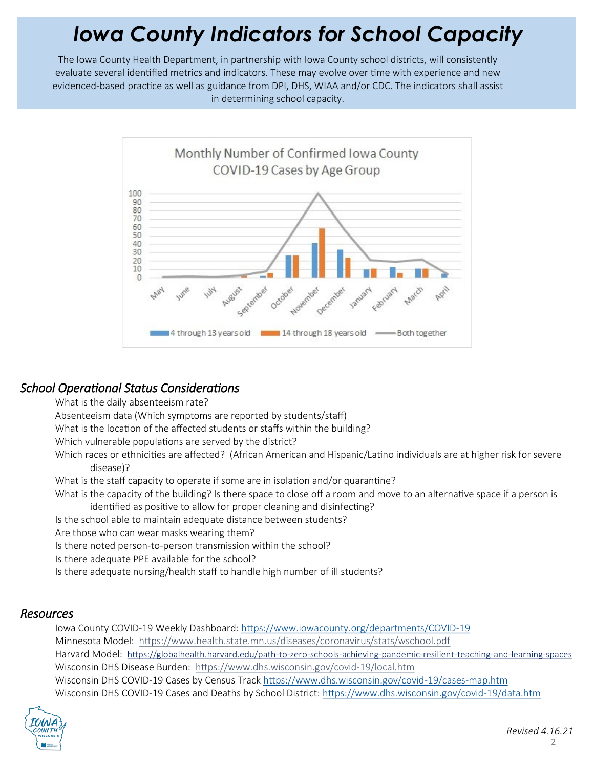# *Iowa County Indicators for School Capacity*

The Iowa County Health Department, in partnership with Iowa County school districts, will consistently evaluate several identified metrics and indicators. These may evolve over time with experience and new evidenced-based practice as well as guidance from DPI, DHS, WIAA and/or CDC. The indicators shall assist in determining school capacity.

Monthly Number of Confirmed Iowa County COVID-19 Cases by Age Group

100
90
80
70
60
50
40
30
20
10
0

May June July August September October November December January February March April

4 through 13 years old
14 through 18 years old
Both together

## *School Operational Status Considerations*

What is the daily absenteeism rate?
Absenteeism data (Which symptoms are reported by students/staff)
What is the location of the affected students or staffs within the building?
Which vulnerable populations are served by the district?
Which races or ethnicities are affected? (African American and Hispanic/Latino individuals are at higher risk for severe disease)?
What is the staff capacity to operate if some are in isolation and/or quarantine?
What is the capacity of the building? Is there space to close off a room and move to an alternative space if a person is identified as positive to allow for proper cleaning and disinfecting?
Is the school able to maintain adequate distance between students?
Are those who can wear masks wearing them?
Is there noted person-to-person transmission within the school?
Is there adequate PPE available for the school?
Is there adequate nursing/health staff to handle high number of ill students?

## *Resources*

Iowa County COVID-19 Weekly Dashboard: https://www.iowacounty.org/departments/COVID-19
Minnesota Model: https://www.health.state.mn.us/diseases/coronavirus/stats/wschool.pdf
Harvard Model: https://globalhealth.harvard.edu/path-to-zero-schools-achieving-pandemic-resilient-teaching-and-learning-spaces
Wisconsin DHS Disease Burden: https://www.dhs.wisconsin.gov/covid-19/local.htm
Wisconsin DHS COVID-19 Cases by Census Track https://www.dhs.wisconsin.gov/covid-19/cases-map.htm
Wisconsin DHS COVID-19 Cases and Deaths by School District: https://www.dhs.wisconsin.gov/covid-19/data.htm

*Revised 4.16.21*